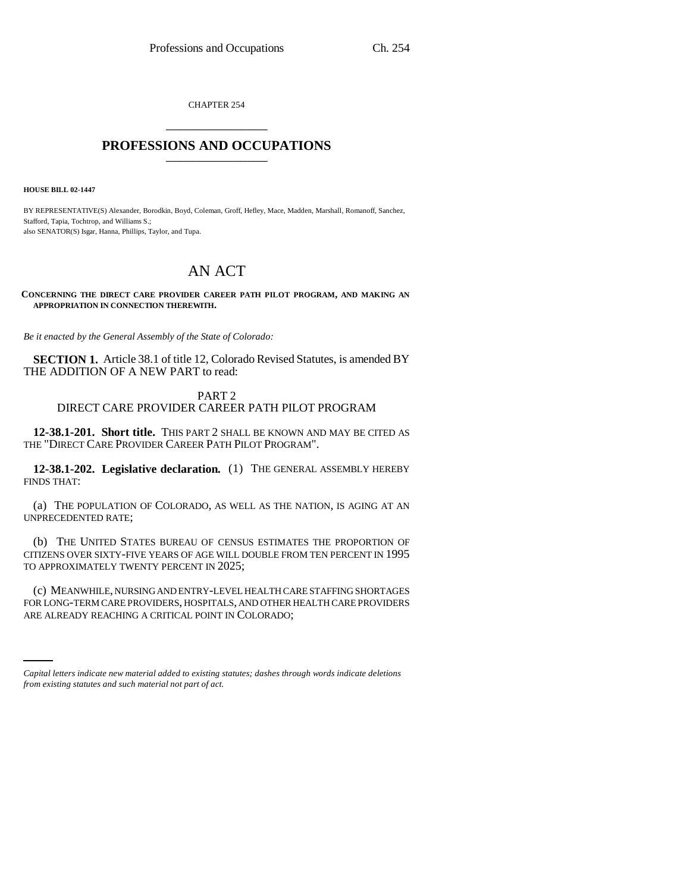CHAPTER 254

# PROFESSIONS AND OCCUPATIONS

**HOUSE BILL 02-1447**

BY REPRESENTATIVE(S) Alexander, Borodkin, Boyd, Coleman, Groff, Hefley, Mace, Madden, Marshall, Romanoff, Sanchez, Stafford, Tapia, Tochtrop, and Williams S.;
also SENATOR(S) Isgar, Hanna, Phillips, Taylor, and Tupa.

## AN ACT

**CONCERNING THE DIRECT CARE PROVIDER CAREER PATH PILOT PROGRAM, AND MAKING AN APPROPRIATION IN CONNECTION THEREWITH.**

*Be it enacted by the General Assembly of the State of Colorado:*

**SECTION 1.** Article 38.1 of title 12, Colorado Revised Statutes, is amended BY THE ADDITION OF A NEW PART to read:

PART 2
DIRECT CARE PROVIDER CAREER PATH PILOT PROGRAM

**12-38.1-201. Short title.** THIS PART 2 SHALL BE KNOWN AND MAY BE CITED AS THE "DIRECT CARE PROVIDER CAREER PATH PILOT PROGRAM".

**12-38.1-202. Legislative declaration.** (1) THE GENERAL ASSEMBLY HEREBY FINDS THAT:

(a) THE POPULATION OF COLORADO, AS WELL AS THE NATION, IS AGING AT AN UNPRECEDENTED RATE;

(b) THE UNITED STATES BUREAU OF CENSUS ESTIMATES THE PROPORTION OF CITIZENS OVER SIXTY-FIVE YEARS OF AGE WILL DOUBLE FROM TEN PERCENT IN 1995 TO APPROXIMATELY TWENTY PERCENT IN 2025;

(c) MEANWHILE, NURSING AND ENTRY-LEVEL HEALTH CARE STAFFING SHORTAGES FOR LONG-TERM CARE PROVIDERS, HOSPITALS, AND OTHER HEALTH CARE PROVIDERS ARE ALREADY REACHING A CRITICAL POINT IN COLORADO;

*Capital letters indicate new material added to existing statutes; dashes through words indicate deletions from existing statutes and such material not part of act.*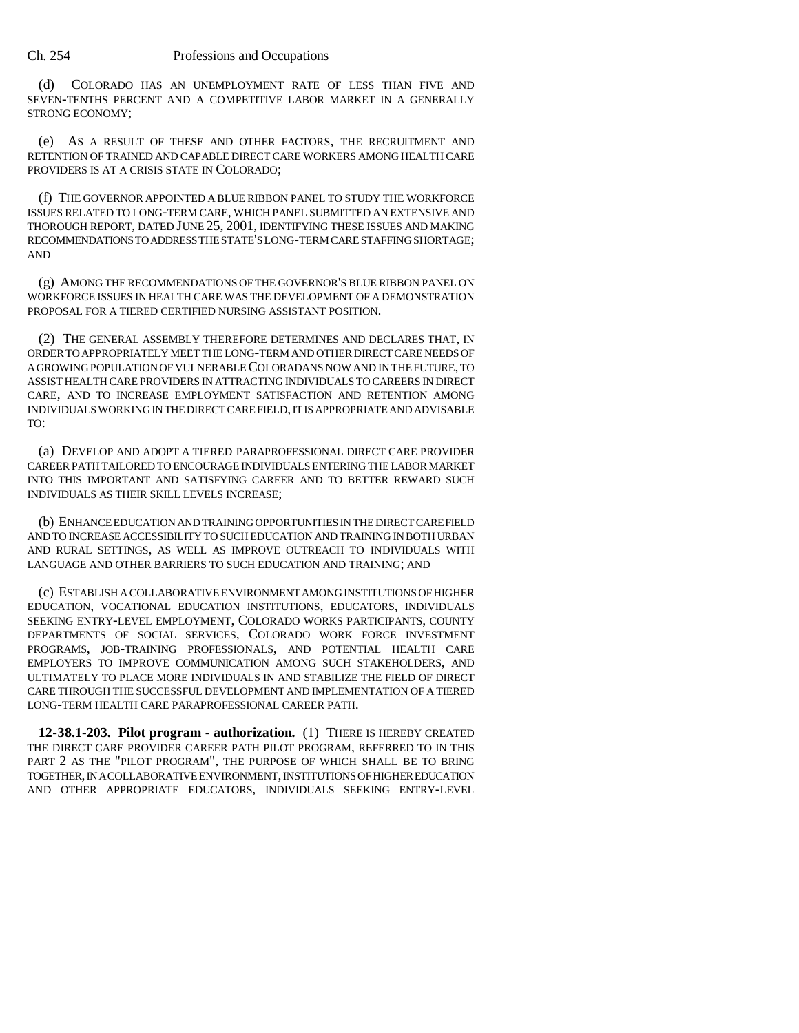(d) COLORADO HAS AN UNEMPLOYMENT RATE OF LESS THAN FIVE AND SEVEN-TENTHS PERCENT AND A COMPETITIVE LABOR MARKET IN A GENERALLY STRONG ECONOMY;

(e) AS A RESULT OF THESE AND OTHER FACTORS, THE RECRUITMENT AND RETENTION OF TRAINED AND CAPABLE DIRECT CARE WORKERS AMONG HEALTH CARE PROVIDERS IS AT A CRISIS STATE IN COLORADO;

(f) THE GOVERNOR APPOINTED A BLUE RIBBON PANEL TO STUDY THE WORKFORCE ISSUES RELATED TO LONG-TERM CARE, WHICH PANEL SUBMITTED AN EXTENSIVE AND THOROUGH REPORT, DATED JUNE 25, 2001, IDENTIFYING THESE ISSUES AND MAKING RECOMMENDATIONS TO ADDRESS THE STATE'S LONG-TERM CARE STAFFING SHORTAGE; AND

(g) AMONG THE RECOMMENDATIONS OF THE GOVERNOR'S BLUE RIBBON PANEL ON WORKFORCE ISSUES IN HEALTH CARE WAS THE DEVELOPMENT OF A DEMONSTRATION PROPOSAL FOR A TIERED CERTIFIED NURSING ASSISTANT POSITION.

(2) THE GENERAL ASSEMBLY THEREFORE DETERMINES AND DECLARES THAT, IN ORDER TO APPROPRIATELY MEET THE LONG-TERM AND OTHER DIRECT CARE NEEDS OF A GROWING POPULATION OF VULNERABLE COLORADANS NOW AND IN THE FUTURE, TO ASSIST HEALTH CARE PROVIDERS IN ATTRACTING INDIVIDUALS TO CAREERS IN DIRECT CARE, AND TO INCREASE EMPLOYMENT SATISFACTION AND RETENTION AMONG INDIVIDUALS WORKING IN THE DIRECT CARE FIELD, IT IS APPROPRIATE AND ADVISABLE TO:

(a) DEVELOP AND ADOPT A TIERED PARAPROFESSIONAL DIRECT CARE PROVIDER CAREER PATH TAILORED TO ENCOURAGE INDIVIDUALS ENTERING THE LABOR MARKET INTO THIS IMPORTANT AND SATISFYING CAREER AND TO BETTER REWARD SUCH INDIVIDUALS AS THEIR SKILL LEVELS INCREASE;

(b) ENHANCE EDUCATION AND TRAINING OPPORTUNITIES IN THE DIRECT CARE FIELD AND TO INCREASE ACCESSIBILITY TO SUCH EDUCATION AND TRAINING IN BOTH URBAN AND RURAL SETTINGS, AS WELL AS IMPROVE OUTREACH TO INDIVIDUALS WITH LANGUAGE AND OTHER BARRIERS TO SUCH EDUCATION AND TRAINING; AND

(c) ESTABLISH A COLLABORATIVE ENVIRONMENT AMONG INSTITUTIONS OF HIGHER EDUCATION, VOCATIONAL EDUCATION INSTITUTIONS, EDUCATORS, INDIVIDUALS SEEKING ENTRY-LEVEL EMPLOYMENT, COLORADO WORKS PARTICIPANTS, COUNTY DEPARTMENTS OF SOCIAL SERVICES, COLORADO WORK FORCE INVESTMENT PROGRAMS, JOB-TRAINING PROFESSIONALS, AND POTENTIAL HEALTH CARE EMPLOYERS TO IMPROVE COMMUNICATION AMONG SUCH STAKEHOLDERS, AND ULTIMATELY TO PLACE MORE INDIVIDUALS IN AND STABILIZE THE FIELD OF DIRECT CARE THROUGH THE SUCCESSFUL DEVELOPMENT AND IMPLEMENTATION OF A TIERED LONG-TERM HEALTH CARE PARAPROFESSIONAL CAREER PATH.

**12-38.1-203. Pilot program - authorization.** (1) THERE IS HEREBY CREATED THE DIRECT CARE PROVIDER CAREER PATH PILOT PROGRAM, REFERRED TO IN THIS PART 2 AS THE "PILOT PROGRAM", THE PURPOSE OF WHICH SHALL BE TO BRING TOGETHER, IN A COLLABORATIVE ENVIRONMENT, INSTITUTIONS OF HIGHER EDUCATION AND OTHER APPROPRIATE EDUCATORS, INDIVIDUALS SEEKING ENTRY-LEVEL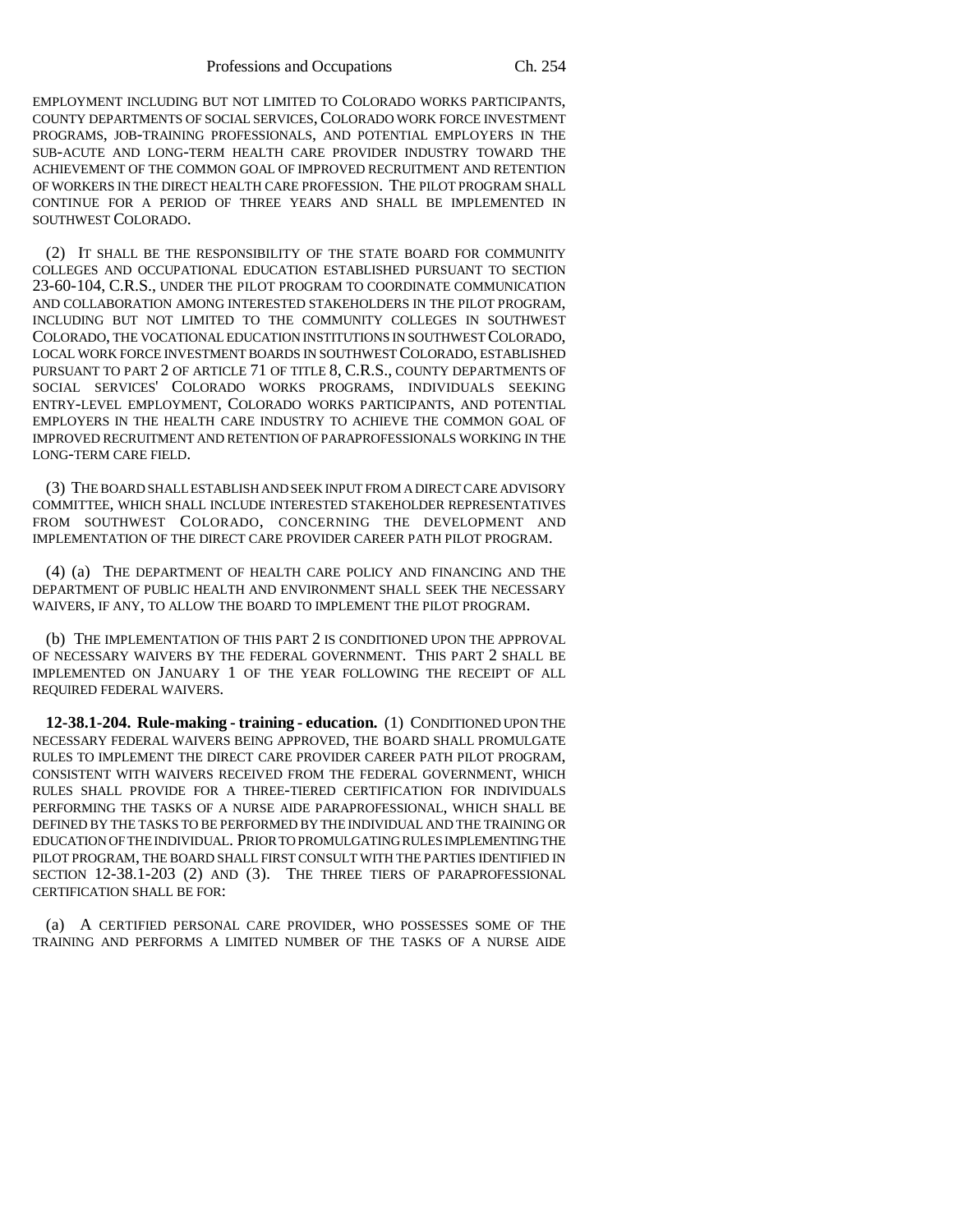EMPLOYMENT INCLUDING BUT NOT LIMITED TO COLORADO WORKS PARTICIPANTS, COUNTY DEPARTMENTS OF SOCIAL SERVICES, COLORADO WORK FORCE INVESTMENT PROGRAMS, JOB-TRAINING PROFESSIONALS, AND POTENTIAL EMPLOYERS IN THE SUB-ACUTE AND LONG-TERM HEALTH CARE PROVIDER INDUSTRY TOWARD THE ACHIEVEMENT OF THE COMMON GOAL OF IMPROVED RECRUITMENT AND RETENTION OF WORKERS IN THE DIRECT HEALTH CARE PROFESSION. THE PILOT PROGRAM SHALL CONTINUE FOR A PERIOD OF THREE YEARS AND SHALL BE IMPLEMENTED IN SOUTHWEST COLORADO.

(2) IT SHALL BE THE RESPONSIBILITY OF THE STATE BOARD FOR COMMUNITY COLLEGES AND OCCUPATIONAL EDUCATION ESTABLISHED PURSUANT TO SECTION 23-60-104, C.R.S., UNDER THE PILOT PROGRAM TO COORDINATE COMMUNICATION AND COLLABORATION AMONG INTERESTED STAKEHOLDERS IN THE PILOT PROGRAM, INCLUDING BUT NOT LIMITED TO THE COMMUNITY COLLEGES IN SOUTHWEST COLORADO, THE VOCATIONAL EDUCATION INSTITUTIONS IN SOUTHWEST COLORADO, LOCAL WORK FORCE INVESTMENT BOARDS IN SOUTHWEST COLORADO, ESTABLISHED PURSUANT TO PART 2 OF ARTICLE 71 OF TITLE 8, C.R.S., COUNTY DEPARTMENTS OF SOCIAL SERVICES' COLORADO WORKS PROGRAMS, INDIVIDUALS SEEKING ENTRY-LEVEL EMPLOYMENT, COLORADO WORKS PARTICIPANTS, AND POTENTIAL EMPLOYERS IN THE HEALTH CARE INDUSTRY TO ACHIEVE THE COMMON GOAL OF IMPROVED RECRUITMENT AND RETENTION OF PARAPROFESSIONALS WORKING IN THE LONG-TERM CARE FIELD.

(3) THE BOARD SHALL ESTABLISH AND SEEK INPUT FROM A DIRECT CARE ADVISORY COMMITTEE, WHICH SHALL INCLUDE INTERESTED STAKEHOLDER REPRESENTATIVES FROM SOUTHWEST COLORADO, CONCERNING THE DEVELOPMENT AND IMPLEMENTATION OF THE DIRECT CARE PROVIDER CAREER PATH PILOT PROGRAM.

(4) (a) THE DEPARTMENT OF HEALTH CARE POLICY AND FINANCING AND THE DEPARTMENT OF PUBLIC HEALTH AND ENVIRONMENT SHALL SEEK THE NECESSARY WAIVERS, IF ANY, TO ALLOW THE BOARD TO IMPLEMENT THE PILOT PROGRAM.

(b) THE IMPLEMENTATION OF THIS PART 2 IS CONDITIONED UPON THE APPROVAL OF NECESSARY WAIVERS BY THE FEDERAL GOVERNMENT. THIS PART 2 SHALL BE IMPLEMENTED ON JANUARY 1 OF THE YEAR FOLLOWING THE RECEIPT OF ALL REQUIRED FEDERAL WAIVERS.

**12-38.1-204. Rule-making - training - education.** (1) CONDITIONED UPON THE NECESSARY FEDERAL WAIVERS BEING APPROVED, THE BOARD SHALL PROMULGATE RULES TO IMPLEMENT THE DIRECT CARE PROVIDER CAREER PATH PILOT PROGRAM, CONSISTENT WITH WAIVERS RECEIVED FROM THE FEDERAL GOVERNMENT, WHICH RULES SHALL PROVIDE FOR A THREE-TIERED CERTIFICATION FOR INDIVIDUALS PERFORMING THE TASKS OF A NURSE AIDE PARAPROFESSIONAL, WHICH SHALL BE DEFINED BY THE TASKS TO BE PERFORMED BY THE INDIVIDUAL AND THE TRAINING OR EDUCATION OF THE INDIVIDUAL. PRIOR TO PROMULGATING RULES IMPLEMENTING THE PILOT PROGRAM, THE BOARD SHALL FIRST CONSULT WITH THE PARTIES IDENTIFIED IN SECTION 12-38.1-203 (2) AND (3). THE THREE TIERS OF PARAPROFESSIONAL CERTIFICATION SHALL BE FOR:

(a) A CERTIFIED PERSONAL CARE PROVIDER, WHO POSSESSES SOME OF THE TRAINING AND PERFORMS A LIMITED NUMBER OF THE TASKS OF A NURSE AIDE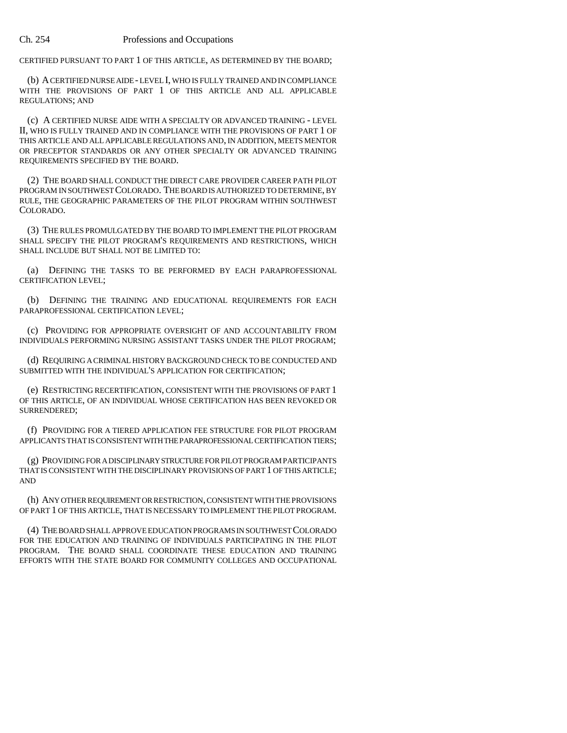CERTIFIED PURSUANT TO PART 1 OF THIS ARTICLE, AS DETERMINED BY THE BOARD;

(b) A CERTIFIED NURSE AIDE - LEVEL I, WHO IS FULLY TRAINED AND IN COMPLIANCE WITH THE PROVISIONS OF PART 1 OF THIS ARTICLE AND ALL APPLICABLE REGULATIONS; AND

(c) A CERTIFIED NURSE AIDE WITH A SPECIALTY OR ADVANCED TRAINING - LEVEL II, WHO IS FULLY TRAINED AND IN COMPLIANCE WITH THE PROVISIONS OF PART 1 OF THIS ARTICLE AND ALL APPLICABLE REGULATIONS AND, IN ADDITION, MEETS MENTOR OR PRECEPTOR STANDARDS OR ANY OTHER SPECIALTY OR ADVANCED TRAINING REQUIREMENTS SPECIFIED BY THE BOARD.

(2) THE BOARD SHALL CONDUCT THE DIRECT CARE PROVIDER CAREER PATH PILOT PROGRAM IN SOUTHWEST COLORADO. THE BOARD IS AUTHORIZED TO DETERMINE, BY RULE, THE GEOGRAPHIC PARAMETERS OF THE PILOT PROGRAM WITHIN SOUTHWEST COLORADO.

(3) THE RULES PROMULGATED BY THE BOARD TO IMPLEMENT THE PILOT PROGRAM SHALL SPECIFY THE PILOT PROGRAM'S REQUIREMENTS AND RESTRICTIONS, WHICH SHALL INCLUDE BUT SHALL NOT BE LIMITED TO:

(a) DEFINING THE TASKS TO BE PERFORMED BY EACH PARAPROFESSIONAL CERTIFICATION LEVEL;

(b) DEFINING THE TRAINING AND EDUCATIONAL REQUIREMENTS FOR EACH PARAPROFESSIONAL CERTIFICATION LEVEL;

(c) PROVIDING FOR APPROPRIATE OVERSIGHT OF AND ACCOUNTABILITY FROM INDIVIDUALS PERFORMING NURSING ASSISTANT TASKS UNDER THE PILOT PROGRAM;

(d) REQUIRING A CRIMINAL HISTORY BACKGROUND CHECK TO BE CONDUCTED AND SUBMITTED WITH THE INDIVIDUAL'S APPLICATION FOR CERTIFICATION;

(e) RESTRICTING RECERTIFICATION, CONSISTENT WITH THE PROVISIONS OF PART 1 OF THIS ARTICLE, OF AN INDIVIDUAL WHOSE CERTIFICATION HAS BEEN REVOKED OR SURRENDERED;

(f) PROVIDING FOR A TIERED APPLICATION FEE STRUCTURE FOR PILOT PROGRAM APPLICANTS THAT IS CONSISTENT WITH THE PARAPROFESSIONAL CERTIFICATION TIERS;

(g) PROVIDING FOR A DISCIPLINARY STRUCTURE FOR PILOT PROGRAM PARTICIPANTS THAT IS CONSISTENT WITH THE DISCIPLINARY PROVISIONS OF PART 1 OF THIS ARTICLE; AND

(h) ANY OTHER REQUIREMENT OR RESTRICTION, CONSISTENT WITH THE PROVISIONS OF PART 1 OF THIS ARTICLE, THAT IS NECESSARY TO IMPLEMENT THE PILOT PROGRAM.

(4) THE BOARD SHALL APPROVE EDUCATION PROGRAMS IN SOUTHWEST COLORADO FOR THE EDUCATION AND TRAINING OF INDIVIDUALS PARTICIPATING IN THE PILOT PROGRAM. THE BOARD SHALL COORDINATE THESE EDUCATION AND TRAINING EFFORTS WITH THE STATE BOARD FOR COMMUNITY COLLEGES AND OCCUPATIONAL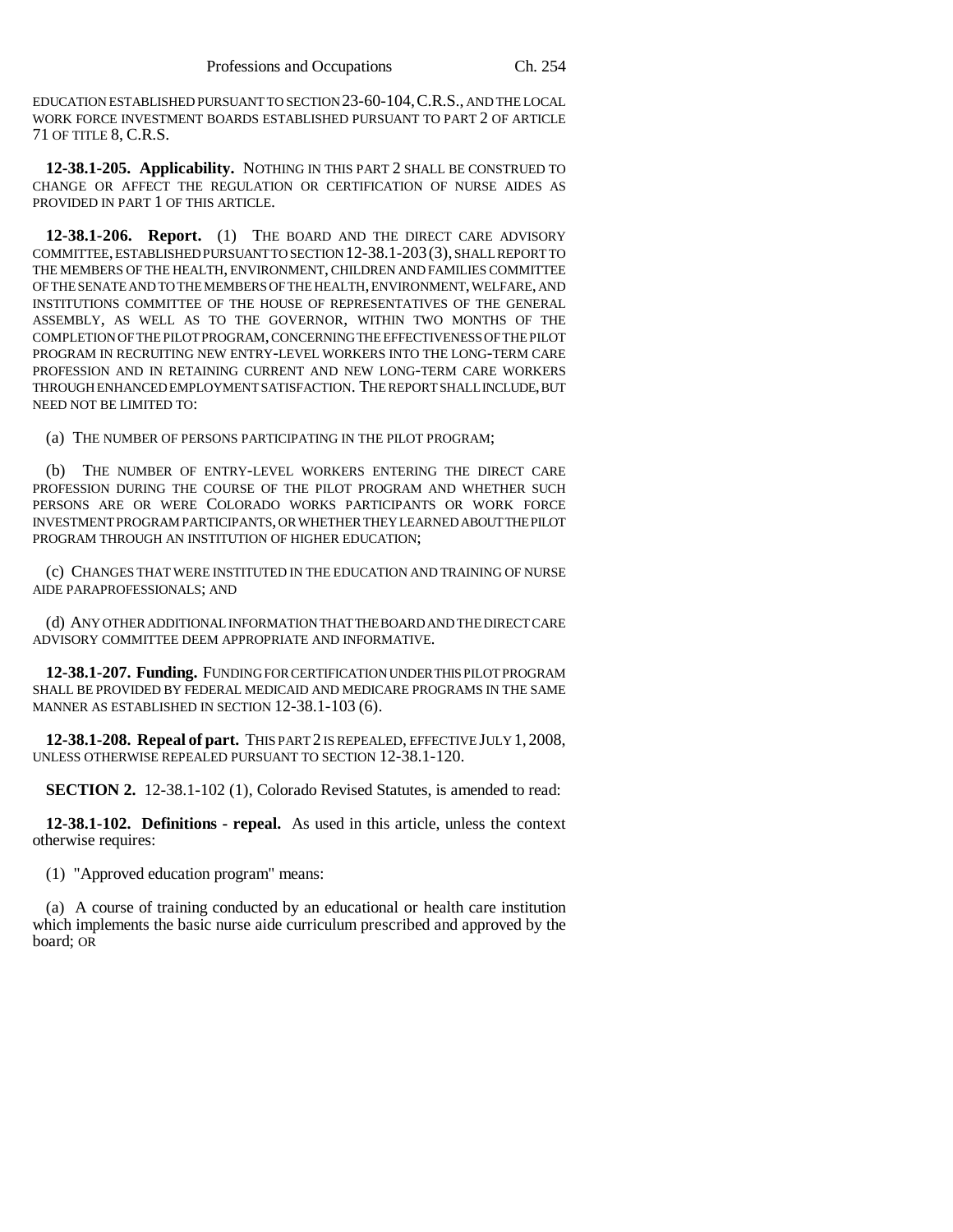EDUCATION ESTABLISHED PURSUANT TO SECTION 23-60-104, C.R.S., AND THE LOCAL WORK FORCE INVESTMENT BOARDS ESTABLISHED PURSUANT TO PART 2 OF ARTICLE 71 OF TITLE 8, C.R.S.

**12-38.1-205. Applicability.** NOTHING IN THIS PART 2 SHALL BE CONSTRUED TO CHANGE OR AFFECT THE REGULATION OR CERTIFICATION OF NURSE AIDES AS PROVIDED IN PART 1 OF THIS ARTICLE.

**12-38.1-206. Report.** (1) THE BOARD AND THE DIRECT CARE ADVISORY COMMITTEE, ESTABLISHED PURSUANT TO SECTION 12-38.1-203 (3), SHALL REPORT TO THE MEMBERS OF THE HEALTH, ENVIRONMENT, CHILDREN AND FAMILIES COMMITTEE OF THE SENATE AND TO THE MEMBERS OF THE HEALTH, ENVIRONMENT, WELFARE, AND INSTITUTIONS COMMITTEE OF THE HOUSE OF REPRESENTATIVES OF THE GENERAL ASSEMBLY, AS WELL AS TO THE GOVERNOR, WITHIN TWO MONTHS OF THE COMPLETION OF THE PILOT PROGRAM, CONCERNING THE EFFECTIVENESS OF THE PILOT PROGRAM IN RECRUITING NEW ENTRY-LEVEL WORKERS INTO THE LONG-TERM CARE PROFESSION AND IN RETAINING CURRENT AND NEW LONG-TERM CARE WORKERS THROUGH ENHANCED EMPLOYMENT SATISFACTION. THE REPORT SHALL INCLUDE, BUT NEED NOT BE LIMITED TO:

(a) THE NUMBER OF PERSONS PARTICIPATING IN THE PILOT PROGRAM;

(b) THE NUMBER OF ENTRY-LEVEL WORKERS ENTERING THE DIRECT CARE PROFESSION DURING THE COURSE OF THE PILOT PROGRAM AND WHETHER SUCH PERSONS ARE OR WERE COLORADO WORKS PARTICIPANTS OR WORK FORCE INVESTMENT PROGRAM PARTICIPANTS, OR WHETHER THEY LEARNED ABOUT THE PILOT PROGRAM THROUGH AN INSTITUTION OF HIGHER EDUCATION;

(c) CHANGES THAT WERE INSTITUTED IN THE EDUCATION AND TRAINING OF NURSE AIDE PARAPROFESSIONALS; AND

(d) ANY OTHER ADDITIONAL INFORMATION THAT THE BOARD AND THE DIRECT CARE ADVISORY COMMITTEE DEEM APPROPRIATE AND INFORMATIVE.

**12-38.1-207. Funding.** FUNDING FOR CERTIFICATION UNDER THIS PILOT PROGRAM SHALL BE PROVIDED BY FEDERAL MEDICAID AND MEDICARE PROGRAMS IN THE SAME MANNER AS ESTABLISHED IN SECTION 12-38.1-103 (6).

**12-38.1-208. Repeal of part.** THIS PART 2 IS REPEALED, EFFECTIVE JULY 1, 2008, UNLESS OTHERWISE REPEALED PURSUANT TO SECTION 12-38.1-120.

**SECTION 2.** 12-38.1-102 (1), Colorado Revised Statutes, is amended to read:

**12-38.1-102. Definitions - repeal.** As used in this article, unless the context otherwise requires:

(1) "Approved education program" means:

(a) A course of training conducted by an educational or health care institution which implements the basic nurse aide curriculum prescribed and approved by the board; OR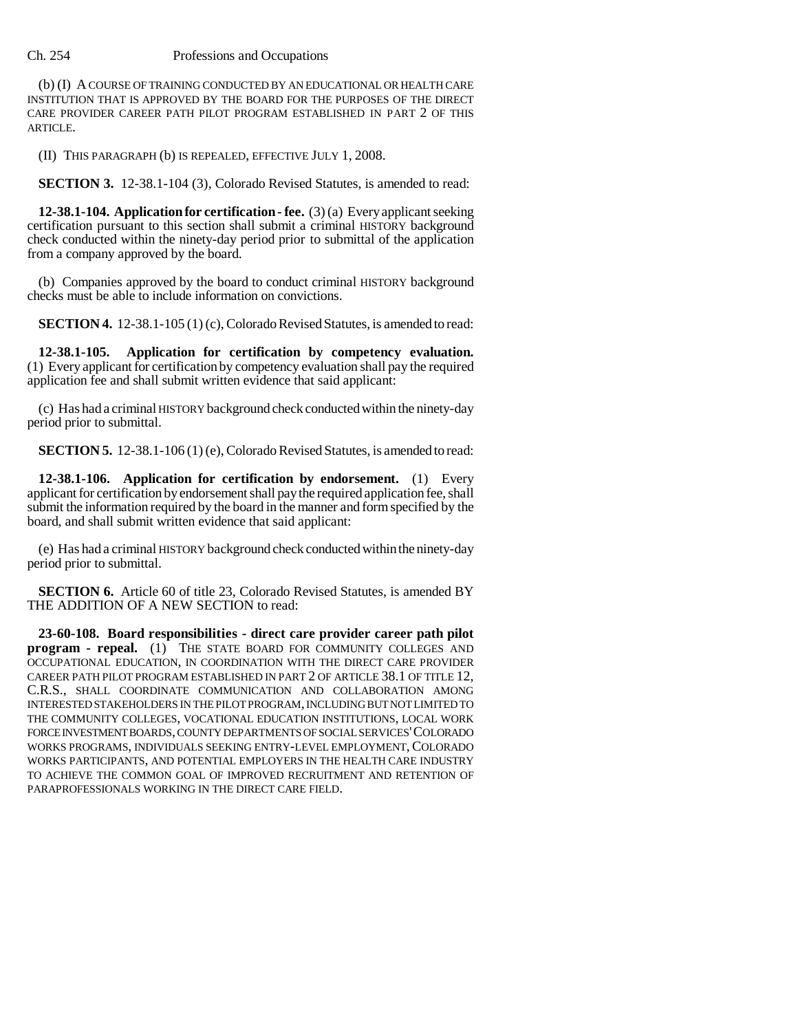(b) (I) A COURSE OF TRAINING CONDUCTED BY AN EDUCATIONAL OR HEALTH CARE INSTITUTION THAT IS APPROVED BY THE BOARD FOR THE PURPOSES OF THE DIRECT CARE PROVIDER CAREER PATH PILOT PROGRAM ESTABLISHED IN PART 2 OF THIS ARTICLE.

(II) THIS PARAGRAPH (b) IS REPEALED, EFFECTIVE JULY 1, 2008.

**SECTION 3.** 12-38.1-104 (3), Colorado Revised Statutes, is amended to read:

**12-38.1-104. Application for certification - fee.** (3) (a) Every applicant seeking certification pursuant to this section shall submit a criminal HISTORY background check conducted within the ninety-day period prior to submittal of the application from a company approved by the board.

(b) Companies approved by the board to conduct criminal HISTORY background checks must be able to include information on convictions.

**SECTION 4.** 12-38.1-105 (1) (c), Colorado Revised Statutes, is amended to read:

**12-38.1-105. Application for certification by competency evaluation.** (1) Every applicant for certification by competency evaluation shall pay the required application fee and shall submit written evidence that said applicant:

(c) Has had a criminal HISTORY background check conducted within the ninety-day period prior to submittal.

**SECTION 5.** 12-38.1-106 (1) (e), Colorado Revised Statutes, is amended to read:

**12-38.1-106. Application for certification by endorsement.** (1) Every applicant for certification by endorsement shall pay the required application fee, shall submit the information required by the board in the manner and form specified by the board, and shall submit written evidence that said applicant:

(e) Has had a criminal HISTORY background check conducted within the ninety-day period prior to submittal.

**SECTION 6.** Article 60 of title 23, Colorado Revised Statutes, is amended BY THE ADDITION OF A NEW SECTION to read:

**23-60-108. Board responsibilities - direct care provider career path pilot program - repeal.** (1) THE STATE BOARD FOR COMMUNITY COLLEGES AND OCCUPATIONAL EDUCATION, IN COORDINATION WITH THE DIRECT CARE PROVIDER CAREER PATH PILOT PROGRAM ESTABLISHED IN PART 2 OF ARTICLE 38.1 OF TITLE 12, C.R.S., SHALL COORDINATE COMMUNICATION AND COLLABORATION AMONG INTERESTED STAKEHOLDERS IN THE PILOT PROGRAM, INCLUDING BUT NOT LIMITED TO THE COMMUNITY COLLEGES, VOCATIONAL EDUCATION INSTITUTIONS, LOCAL WORK FORCE INVESTMENT BOARDS, COUNTY DEPARTMENTS OF SOCIAL SERVICES' COLORADO WORKS PROGRAMS, INDIVIDUALS SEEKING ENTRY-LEVEL EMPLOYMENT, COLORADO WORKS PARTICIPANTS, AND POTENTIAL EMPLOYERS IN THE HEALTH CARE INDUSTRY TO ACHIEVE THE COMMON GOAL OF IMPROVED RECRUITMENT AND RETENTION OF PARAPROFESSIONALS WORKING IN THE DIRECT CARE FIELD.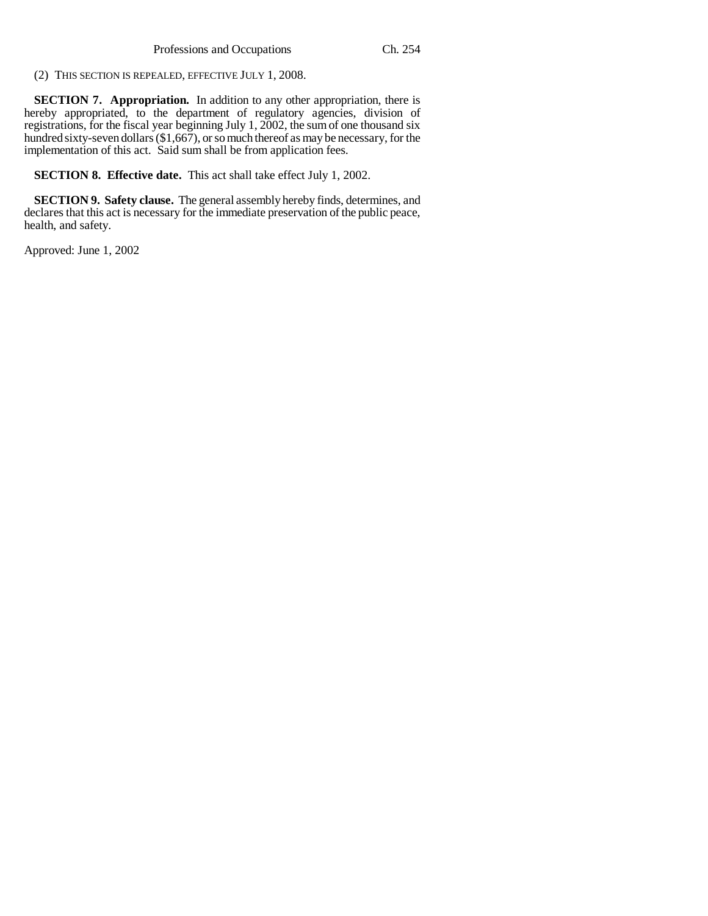(2) THIS SECTION IS REPEALED, EFFECTIVE JULY 1, 2008.

**SECTION 7. Appropriation.** In addition to any other appropriation, there is hereby appropriated, to the department of regulatory agencies, division of registrations, for the fiscal year beginning July 1, 2002, the sum of one thousand six hundred sixty-seven dollars ($1,667), or so much thereof as may be necessary, for the implementation of this act. Said sum shall be from application fees.

**SECTION 8. Effective date.** This act shall take effect July 1, 2002.

**SECTION 9. Safety clause.** The general assembly hereby finds, determines, and declares that this act is necessary for the immediate preservation of the public peace, health, and safety.

Approved: June 1, 2002